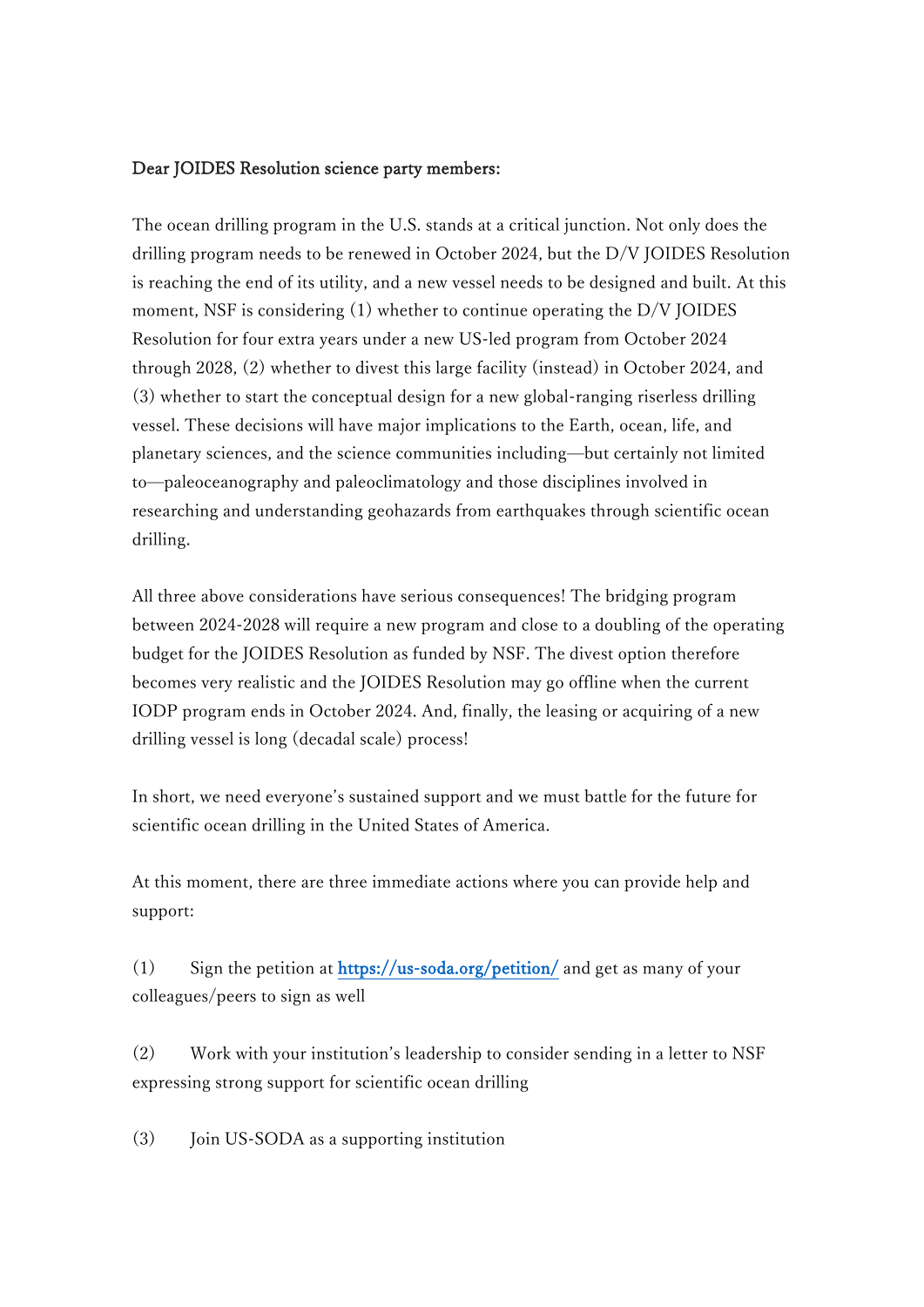Dear JOIDES Resolution science party members:

The ocean drilling program in the U.S. stands at a critical junction. Not only does the drilling program needs to be renewed in October 2024, but the D/V JOIDES Resolution is reaching the end of its utility, and a new vessel needs to be designed and built. At this moment, NSF is considering (1) whether to continue operating the D/V JOIDES Resolution for four extra years under a new US-led program from October 2024 through 2028, (2) whether to divest this large facility (instead) in October 2024, and (3) whether to start the conceptual design for a new global-ranging riserless drilling vessel. These decisions will have major implications to the Earth, ocean, life, and planetary sciences, and the science communities including—but certainly not limited to—paleoceanography and paleoclimatology and those disciplines involved in researching and understanding geohazards from earthquakes through scientific ocean drilling.

All three above considerations have serious consequences! The bridging program between 2024-2028 will require a new program and close to a doubling of the operating budget for the JOIDES Resolution as funded by NSF. The divest option therefore becomes very realistic and the JOIDES Resolution may go offline when the current IODP program ends in October 2024. And, finally, the leasing or acquiring of a new drilling vessel is long (decadal scale) process!

In short, we need everyone's sustained support and we must battle for the future for scientific ocean drilling in the United States of America.

At this moment, there are three immediate actions where you can provide help and support:

(1) Sign the petition at [https://us-soda.org/petition/](https://us-soda.org/petition/) and get as many of your colleagues/peers to sign as well

(2) Work with your institution's leadership to consider sending in a letter to NSF expressing strong support for scientific ocean drilling

(3) Join US-SODA as a supporting institution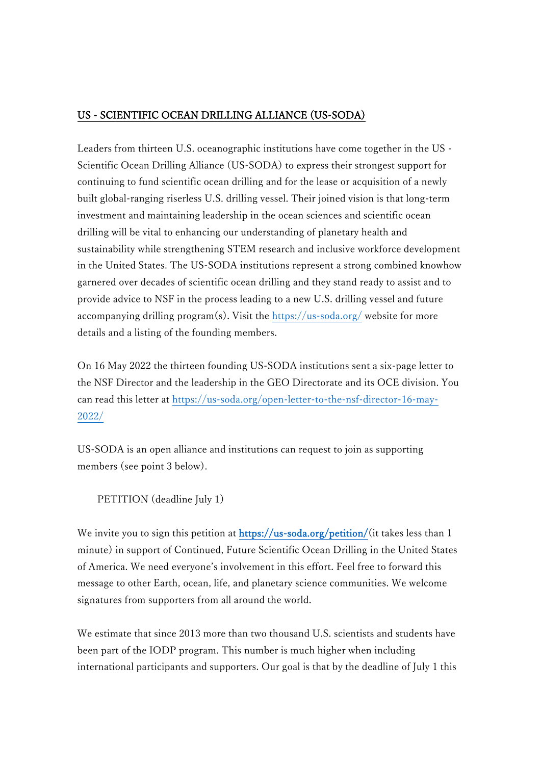# US - SCIENTIFIC OCEAN DRILLING ALLIANCE (US-SODA)

Leaders from thirteen U.S. oceanographic institutions have come together in the US - Scientific Ocean Drilling Alliance (US-SODA) to express their strongest support for continuing to fund scientific ocean drilling and for the lease or acquisition of a newly built global-ranging riserless U.S. drilling vessel. Their joined vision is that long-term investment and maintaining leadership in the ocean sciences and scientific ocean drilling will be vital to enhancing our understanding of planetary health and sustainability while strengthening STEM research and inclusive workforce development in the United States. The US-SODA institutions represent a strong combined knowhow garnered over decades of scientific ocean drilling and they stand ready to assist and to provide advice to NSF in the process leading to a new U.S. drilling vessel and future accompanying drilling program(s). Visit the https://us-soda.org/ website for more details and a listing of the founding members.

On 16 May 2022 the thirteen founding US-SODA institutions sent a six-page letter to the NSF Director and the leadership in the GEO Directorate and its OCE division. You can read this letter at https://us-soda.org/open-letter-to-the-nsf-director-16-may-2022/

US-SODA is an open alliance and institutions can request to join as supporting members (see point 3 below).

PETITION (deadline July 1)

We invite you to sign this petition at **https://us-soda.org/petition/**(it takes less than 1 minute) in support of Continued, Future Scientific Ocean Drilling in the United States of America. We need everyone's involvement in this effort. Feel free to forward this message to other Earth, ocean, life, and planetary science communities. We welcome signatures from supporters from all around the world.

We estimate that since 2013 more than two thousand U.S. scientists and students have been part of the IODP program. This number is much higher when including international participants and supporters. Our goal is that by the deadline of July 1 this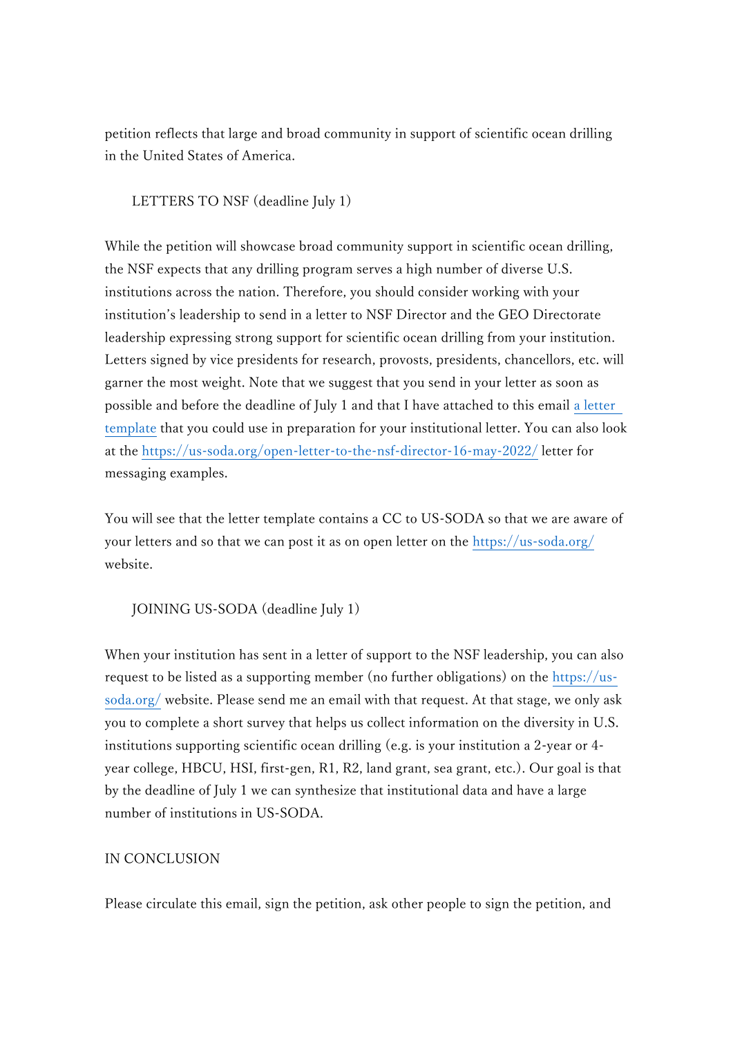petition reflects that large and broad community in support of scientific ocean drilling in the United States of America.

## LETTERS TO NSF (deadline July 1)

While the petition will showcase broad community support in scientific ocean drilling, the NSF expects that any drilling program serves a high number of diverse U.S. institutions across the nation. Therefore, you should consider working with your institution's leadership to send in a letter to NSF Director and the GEO Directorate leadership expressing strong support for scientific ocean drilling from your institution. Letters signed by vice presidents for research, provosts, presidents, chancellors, etc. will garner the most weight. Note that we suggest that you send in your letter as soon as possible and before the deadline of July 1 and that I have attached to this email a letter template that you could use in preparation for your institutional letter. You can also look at the https://us-soda.org/open-letter-to-the-nsf-director-16-may-2022/ letter for messaging examples.

You will see that the letter template contains a CC to US-SODA so that we are aware of your letters and so that we can post it as on open letter on the https://us-soda.org/ website.

## JOINING US-SODA (deadline July 1)

When your institution has sent in a letter of support to the NSF leadership, you can also request to be listed as a supporting member (no further obligations) on the https://us-soda.org/ website. Please send me an email with that request. At that stage, we only ask you to complete a short survey that helps us collect information on the diversity in U.S. institutions supporting scientific ocean drilling (e.g. is your institution a 2-year or 4-year college, HBCU, HSI, first-gen, R1, R2, land grant, sea grant, etc.). Our goal is that by the deadline of July 1 we can synthesize that institutional data and have a large number of institutions in US-SODA.

## IN CONCLUSION

Please circulate this email, sign the petition, ask other people to sign the petition, and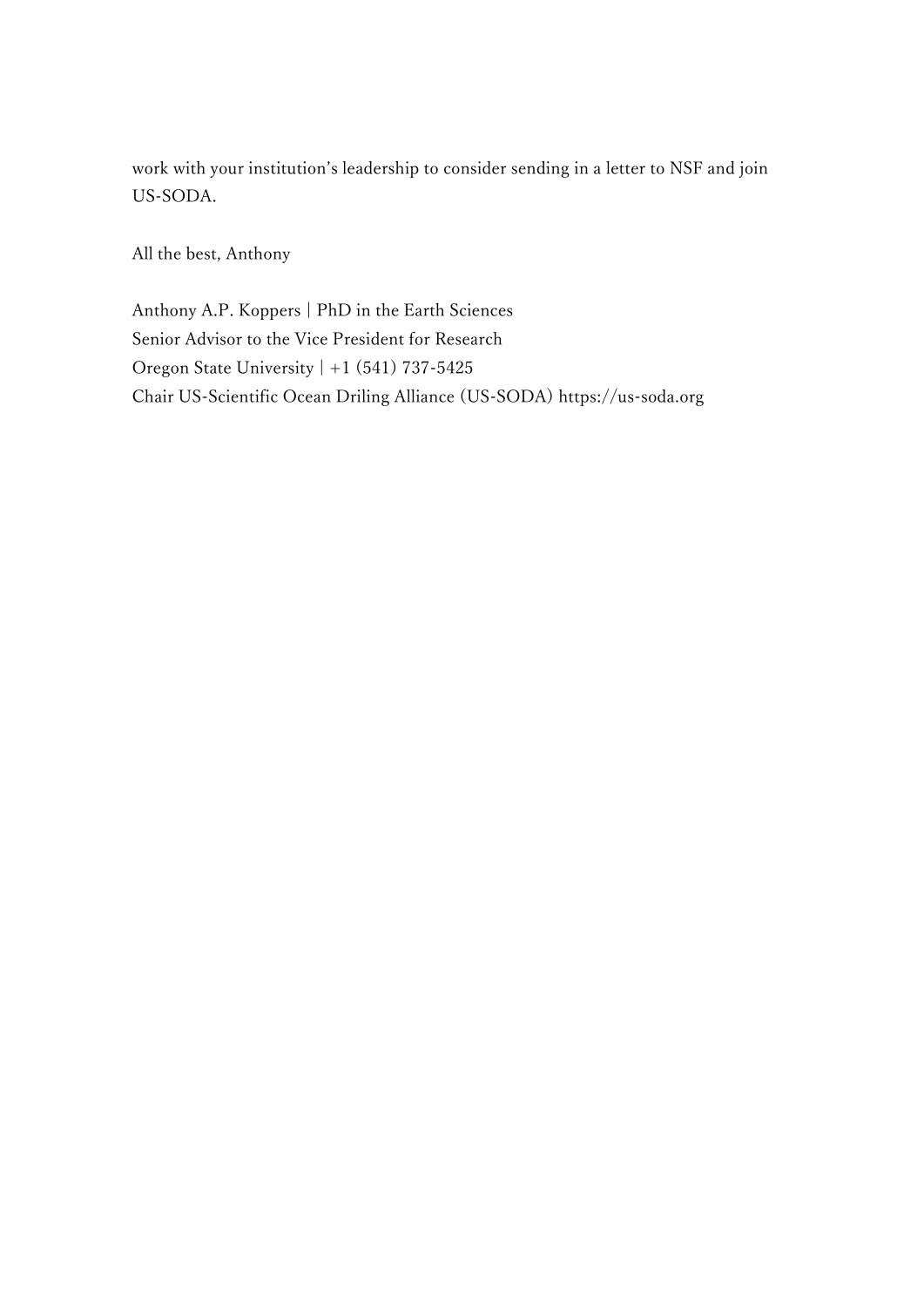work with your institution's leadership to consider sending in a letter to NSF and join US-SODA.

All the best, Anthony

Anthony A.P. Koppers | PhD in the Earth Sciences
Senior Advisor to the Vice President for Research
Oregon State University | +1 (541) 737-5425
Chair US-Scientific Ocean Driling Alliance (US-SODA) https://us-soda.org